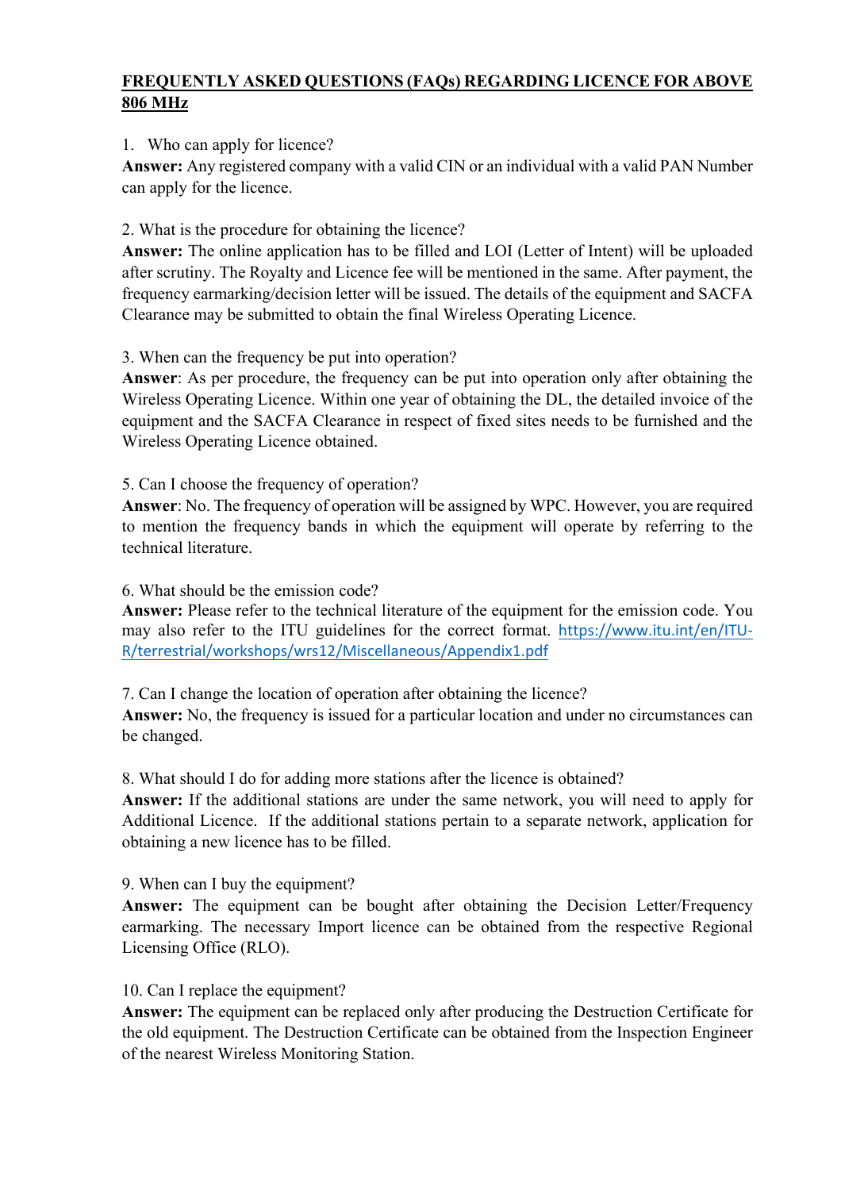# FREQUENTLY ASKED QUESTIONS (FAQs) REGARDING LICENCE FOR ABOVE 806 MHz

1. Who can apply for licence?

**Answer:** Any registered company with a valid CIN or an individual with a valid PAN Number can apply for the licence.

2. What is the procedure for obtaining the licence?

**Answer:** The online application has to be filled and LOI (Letter of Intent) will be uploaded after scrutiny. The Royalty and Licence fee will be mentioned in the same. After payment, the frequency earmarking/decision letter will be issued. The details of the equipment and SACFA Clearance may be submitted to obtain the final Wireless Operating Licence.

3. When can the frequency be put into operation?

**Answer**: As per procedure, the frequency can be put into operation only after obtaining the Wireless Operating Licence. Within one year of obtaining the DL, the detailed invoice of the equipment and the SACFA Clearance in respect of fixed sites needs to be furnished and the Wireless Operating Licence obtained.

5. Can I choose the frequency of operation?

**Answer**: No. The frequency of operation will be assigned by WPC. However, you are required to mention the frequency bands in which the equipment will operate by referring to the technical literature.

6. What should be the emission code?

**Answer:** Please refer to the technical literature of the equipment for the emission code. You may also refer to the ITU guidelines for the correct format. https://www.itu.int/en/ITU-R/terrestrial/workshops/wrs12/Miscellaneous/Appendix1.pdf

7. Can I change the location of operation after obtaining the licence?

**Answer:** No, the frequency is issued for a particular location and under no circumstances can be changed.

8. What should I do for adding more stations after the licence is obtained?

**Answer:** If the additional stations are under the same network, you will need to apply for Additional Licence. If the additional stations pertain to a separate network, application for obtaining a new licence has to be filled.

9. When can I buy the equipment?

**Answer:** The equipment can be bought after obtaining the Decision Letter/Frequency earmarking. The necessary Import licence can be obtained from the respective Regional Licensing Office (RLO).

10. Can I replace the equipment?

**Answer:** The equipment can be replaced only after producing the Destruction Certificate for the old equipment. The Destruction Certificate can be obtained from the Inspection Engineer of the nearest Wireless Monitoring Station.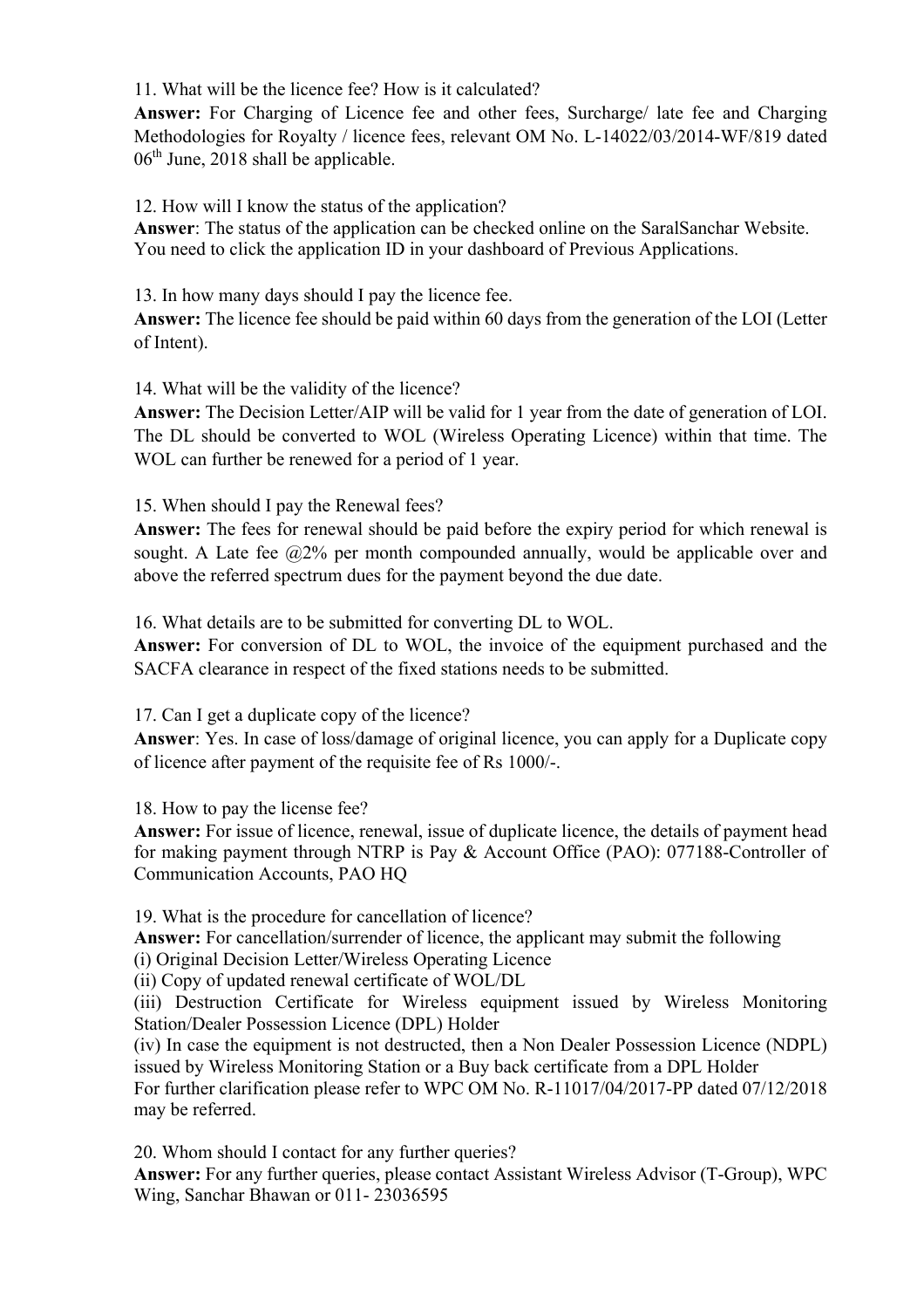11. What will be the licence fee? How is it calculated?

**Answer:** For Charging of Licence fee and other fees, Surcharge/ late fee and Charging Methodologies for Royalty / licence fees, relevant OM No. L-14022/03/2014-WF/819 dated 06th June, 2018 shall be applicable.

12. How will I know the status of the application?

**Answer**: The status of the application can be checked online on the SaralSanchar Website. You need to click the application ID in your dashboard of Previous Applications.

13. In how many days should I pay the licence fee.

**Answer:** The licence fee should be paid within 60 days from the generation of the LOI (Letter of Intent).

14. What will be the validity of the licence?

**Answer:** The Decision Letter/AIP will be valid for 1 year from the date of generation of LOI. The DL should be converted to WOL (Wireless Operating Licence) within that time. The WOL can further be renewed for a period of 1 year.

15. When should I pay the Renewal fees?

**Answer:** The fees for renewal should be paid before the expiry period for which renewal is sought. A Late fee @2% per month compounded annually, would be applicable over and above the referred spectrum dues for the payment beyond the due date.

16. What details are to be submitted for converting DL to WOL.

**Answer:** For conversion of DL to WOL, the invoice of the equipment purchased and the SACFA clearance in respect of the fixed stations needs to be submitted.

17. Can I get a duplicate copy of the licence?

**Answer**: Yes. In case of loss/damage of original licence, you can apply for a Duplicate copy of licence after payment of the requisite fee of Rs 1000/-.

18. How to pay the license fee?

**Answer:** For issue of licence, renewal, issue of duplicate licence, the details of payment head for making payment through NTRP is Pay & Account Office (PAO): 077188-Controller of Communication Accounts, PAO HQ

19. What is the procedure for cancellation of licence?

**Answer:** For cancellation/surrender of licence, the applicant may submit the following

(i) Original Decision Letter/Wireless Operating Licence

(ii) Copy of updated renewal certificate of WOL/DL

(iii) Destruction Certificate for Wireless equipment issued by Wireless Monitoring Station/Dealer Possession Licence (DPL) Holder

(iv) In case the equipment is not destructed, then a Non Dealer Possession Licence (NDPL) issued by Wireless Monitoring Station or a Buy back certificate from a DPL Holder

For further clarification please refer to WPC OM No. R-11017/04/2017-PP dated 07/12/2018 may be referred.

20. Whom should I contact for any further queries?

**Answer:** For any further queries, please contact Assistant Wireless Advisor (T-Group), WPC Wing, Sanchar Bhawan or 011- 23036595